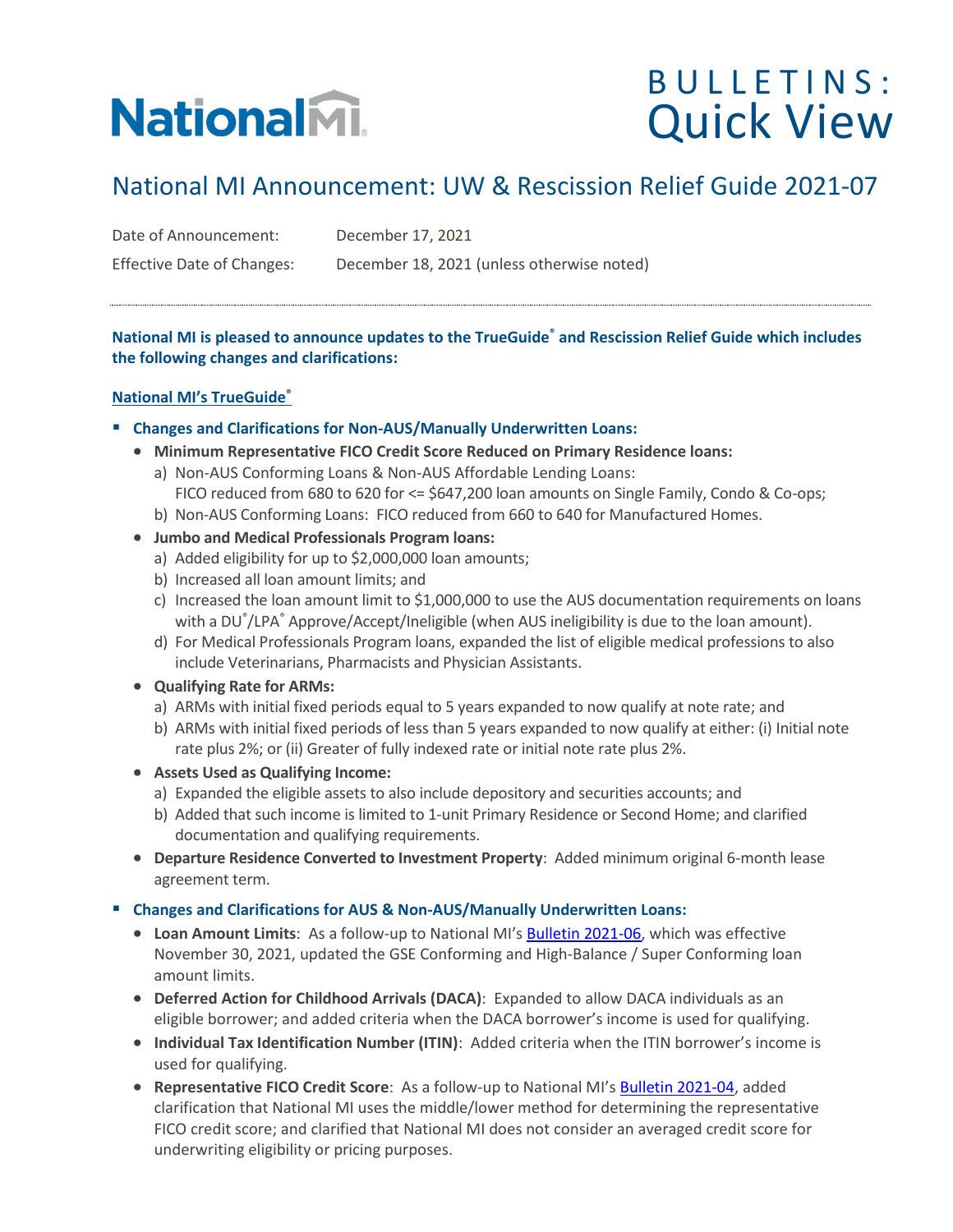# NationalMI

# BULLETINS: Quick View

## National MI Announcement: UW & Rescission Relief Guide 2021-07

Date of Announcement: December 17, 2021

Effective Date of Changes: December 18, 2021 (unless otherwise noted)

---

**National MI is pleased to announce updates to the TrueGuide® and Rescission Relief Guide which includes the following changes and clarifications:**

### National MI's TrueGuide®

- **Changes and Clarifications for Non-AUS/Manually Underwritten Loans:**
  - **Minimum Representative FICO Credit Score Reduced on Primary Residence loans:**
    - a) Non-AUS Conforming Loans & Non-AUS Affordable Lending Loans: FICO reduced from 680 to 620 for <= $647,200 loan amounts on Single Family, Condo & Co-ops;
    - b) Non-AUS Conforming Loans: FICO reduced from 660 to 640 for Manufactured Homes.
  - **Jumbo and Medical Professionals Program loans:**
    - a) Added eligibility for up to $2,000,000 loan amounts;
    - b) Increased all loan amount limits; and
    - c) Increased the loan amount limit to $1,000,000 to use the AUS documentation requirements on loans with a DU®/LPA® Approve/Accept/Ineligible (when AUS ineligibility is due to the loan amount).
    - d) For Medical Professionals Program loans, expanded the list of eligible medical professions to also include Veterinarians, Pharmacists and Physician Assistants.
  - **Qualifying Rate for ARMs:**
    - a) ARMs with initial fixed periods equal to 5 years expanded to now qualify at note rate; and
    - b) ARMs with initial fixed periods of less than 5 years expanded to now qualify at either: (i) Initial note rate plus 2%; or (ii) Greater of fully indexed rate or initial note rate plus 2%.
  - **Assets Used as Qualifying Income:**
    - a) Expanded the eligible assets to also include depository and securities accounts; and
    - b) Added that such income is limited to 1-unit Primary Residence or Second Home; and clarified documentation and qualifying requirements.
  - **Departure Residence Converted to Investment Property**: Added minimum original 6-month lease agreement term.
- **Changes and Clarifications for AUS & Non-AUS/Manually Underwritten Loans:**
  - **Loan Amount Limits**: As a follow-up to National MI's Bulletin 2021-06, which was effective November 30, 2021, updated the GSE Conforming and High-Balance / Super Conforming loan amount limits.
  - **Deferred Action for Childhood Arrivals (DACA)**: Expanded to allow DACA individuals as an eligible borrower; and added criteria when the DACA borrower's income is used for qualifying.
  - **Individual Tax Identification Number (ITIN)**: Added criteria when the ITIN borrower's income is used for qualifying.
  - **Representative FICO Credit Score**: As a follow-up to National MI's Bulletin 2021-04, added clarification that National MI uses the middle/lower method for determining the representative FICO credit score; and clarified that National MI does not consider an averaged credit score for underwriting eligibility or pricing purposes.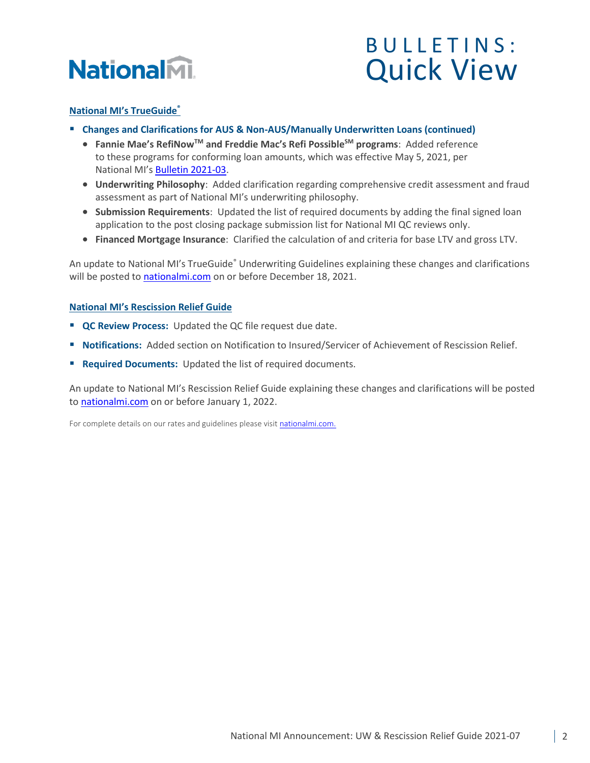## National MI's TrueGuide®

- **Changes and Clarifications for AUS & Non-AUS/Manually Underwritten Loans (continued)**
  - **Fannie Mae's RefiNow™ and Freddie Mac's Refi Possible℠ programs**: Added reference to these programs for conforming loan amounts, which was effective May 5, 2021, per National MI's Bulletin 2021-03.
  - **Underwriting Philosophy**: Added clarification regarding comprehensive credit assessment and fraud assessment as part of National MI's underwriting philosophy.
  - **Submission Requirements**: Updated the list of required documents by adding the final signed loan application to the post closing package submission list for National MI QC reviews only.
  - **Financed Mortgage Insurance**: Clarified the calculation of and criteria for base LTV and gross LTV.

An update to National MI's TrueGuide® Underwriting Guidelines explaining these changes and clarifications will be posted to nationalmi.com on or before December 18, 2021.

## National MI's Rescission Relief Guide

- **QC Review Process:** Updated the QC file request due date.
- **Notifications:** Added section on Notification to Insured/Servicer of Achievement of Rescission Relief.
- **Required Documents:** Updated the list of required documents.

An update to National MI's Rescission Relief Guide explaining these changes and clarifications will be posted to nationalmi.com on or before January 1, 2022.

For complete details on our rates and guidelines please visit nationalmi.com.